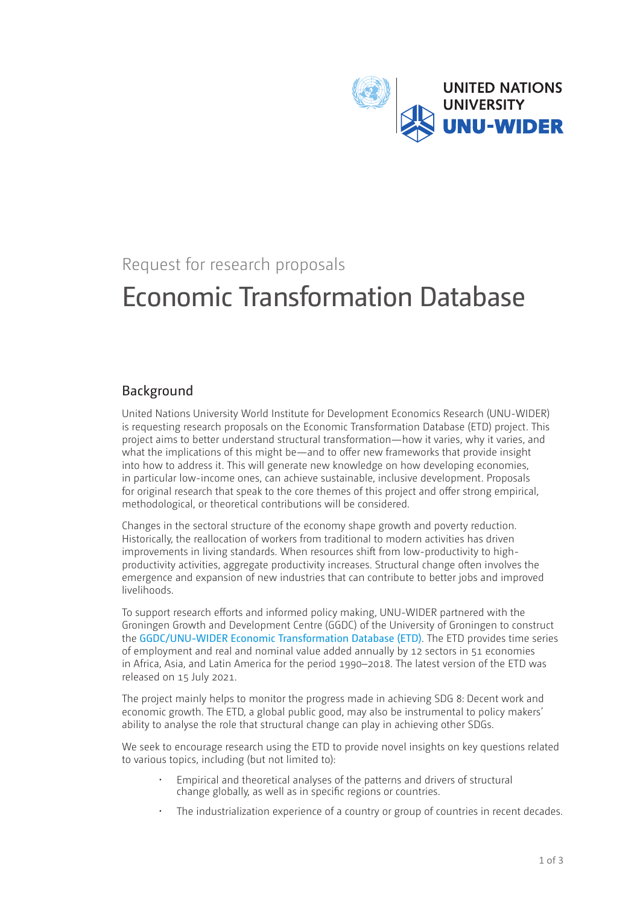UNITED NATIONS UNIVERSITY
UNU-WIDER

Request for research proposals

# Economic Transformation Database

## Background

United Nations University World Institute for Development Economics Research (UNU-WIDER) is requesting research proposals on the Economic Transformation Database (ETD) project. This project aims to better understand structural transformation—how it varies, why it varies, and what the implications of this might be—and to offer new frameworks that provide insight into how to address it. This will generate new knowledge on how developing economies, in particular low-income ones, can achieve sustainable, inclusive development. Proposals for original research that speak to the core themes of this project and offer strong empirical, methodological, or theoretical contributions will be considered.

Changes in the sectoral structure of the economy shape growth and poverty reduction. Historically, the reallocation of workers from traditional to modern activities has driven improvements in living standards. When resources shift from low-productivity to high-productivity activities, aggregate productivity increases. Structural change often involves the emergence and expansion of new industries that can contribute to better jobs and improved livelihoods.

To support research efforts and informed policy making, UNU-WIDER partnered with the Groningen Growth and Development Centre (GGDC) of the University of Groningen to construct the GGDC/UNU-WIDER Economic Transformation Database (ETD). The ETD provides time series of employment and real and nominal value added annually by 12 sectors in 51 economies in Africa, Asia, and Latin America for the period 1990–2018. The latest version of the ETD was released on 15 July 2021.

The project mainly helps to monitor the progress made in achieving SDG 8: Decent work and economic growth. The ETD, a global public good, may also be instrumental to policy makers' ability to analyse the role that structural change can play in achieving other SDGs.

We seek to encourage research using the ETD to provide novel insights on key questions related to various topics, including (but not limited to):

- Empirical and theoretical analyses of the patterns and drivers of structural change globally, as well as in specific regions or countries.
- The industrialization experience of a country or group of countries in recent decades.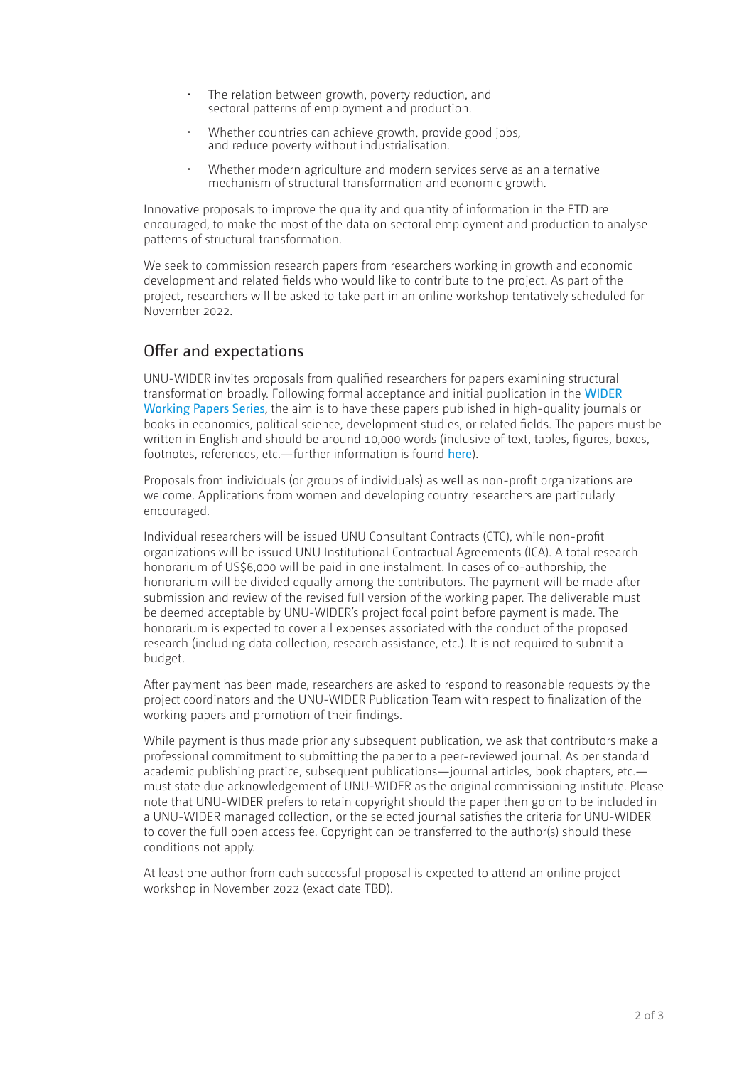- The relation between growth, poverty reduction, and sectoral patterns of employment and production.
- Whether countries can achieve growth, provide good jobs, and reduce poverty without industrialisation.
- Whether modern agriculture and modern services serve as an alternative mechanism of structural transformation and economic growth.

Innovative proposals to improve the quality and quantity of information in the ETD are encouraged, to make the most of the data on sectoral employment and production to analyse patterns of structural transformation.

We seek to commission research papers from researchers working in growth and economic development and related fields who would like to contribute to the project. As part of the project, researchers will be asked to take part in an online workshop tentatively scheduled for November 2022.

## Offer and expectations

UNU-WIDER invites proposals from qualified researchers for papers examining structural transformation broadly. Following formal acceptance and initial publication in the WIDER Working Papers Series, the aim is to have these papers published in high-quality journals or books in economics, political science, development studies, or related fields. The papers must be written in English and should be around 10,000 words (inclusive of text, tables, figures, boxes, footnotes, references, etc.—further information is found here).

Proposals from individuals (or groups of individuals) as well as non-profit organizations are welcome. Applications from women and developing country researchers are particularly encouraged.

Individual researchers will be issued UNU Consultant Contracts (CTC), while non-profit organizations will be issued UNU Institutional Contractual Agreements (ICA). A total research honorarium of US$6,000 will be paid in one instalment. In cases of co-authorship, the honorarium will be divided equally among the contributors. The payment will be made after submission and review of the revised full version of the working paper. The deliverable must be deemed acceptable by UNU-WIDER's project focal point before payment is made. The honorarium is expected to cover all expenses associated with the conduct of the proposed research (including data collection, research assistance, etc.). It is not required to submit a budget.

After payment has been made, researchers are asked to respond to reasonable requests by the project coordinators and the UNU-WIDER Publication Team with respect to finalization of the working papers and promotion of their findings.

While payment is thus made prior any subsequent publication, we ask that contributors make a professional commitment to submitting the paper to a peer-reviewed journal. As per standard academic publishing practice, subsequent publications—journal articles, book chapters, etc.—must state due acknowledgement of UNU-WIDER as the original commissioning institute. Please note that UNU-WIDER prefers to retain copyright should the paper then go on to be included in a UNU-WIDER managed collection, or the selected journal satisfies the criteria for UNU-WIDER to cover the full open access fee. Copyright can be transferred to the author(s) should these conditions not apply.

At least one author from each successful proposal is expected to attend an online project workshop in November 2022 (exact date TBD).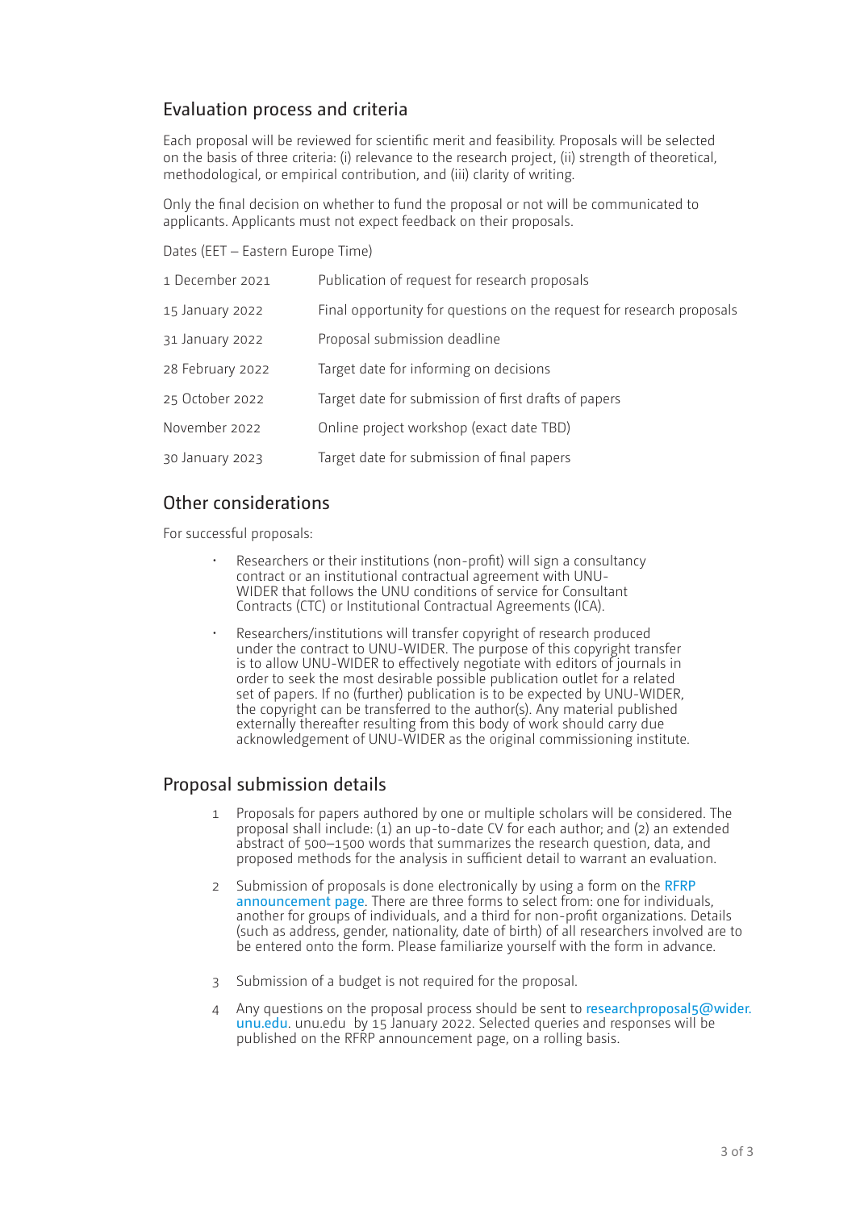## Evaluation process and criteria

Each proposal will be reviewed for scientific merit and feasibility. Proposals will be selected on the basis of three criteria: (i) relevance to the research project, (ii) strength of theoretical, methodological, or empirical contribution, and (iii) clarity of writing.

Only the final decision on whether to fund the proposal or not will be communicated to applicants. Applicants must not expect feedback on their proposals.

Dates (EET – Eastern Europe Time)

| | |
|---|---|
| 1 December 2021 | Publication of request for research proposals |
| 15 January 2022 | Final opportunity for questions on the request for research proposals |
| 31 January 2022 | Proposal submission deadline |
| 28 February 2022 | Target date for informing on decisions |
| 25 October 2022 | Target date for submission of first drafts of papers |
| November 2022 | Online project workshop (exact date TBD) |
| 30 January 2023 | Target date for submission of final papers |

## Other considerations

For successful proposals:

- Researchers or their institutions (non-profit) will sign a consultancy contract or an institutional contractual agreement with UNU-WIDER that follows the UNU conditions of service for Consultant Contracts (CTC) or Institutional Contractual Agreements (ICA).
- Researchers/institutions will transfer copyright of research produced under the contract to UNU-WIDER. The purpose of this copyright transfer is to allow UNU-WIDER to effectively negotiate with editors of journals in order to seek the most desirable possible publication outlet for a related set of papers. If no (further) publication is to be expected by UNU-WIDER, the copyright can be transferred to the author(s). Any material published externally thereafter resulting from this body of work should carry due acknowledgement of UNU-WIDER as the original commissioning institute.

## Proposal submission details

1. Proposals for papers authored by one or multiple scholars will be considered. The proposal shall include: (1) an up-to-date CV for each author; and (2) an extended abstract of 500–1500 words that summarizes the research question, data, and proposed methods for the analysis in sufficient detail to warrant an evaluation.
2. Submission of proposals is done electronically by using a form on the RFRP announcement page. There are three forms to select from: one for individuals, another for groups of individuals, and a third for non-profit organizations. Details (such as address, gender, nationality, date of birth) of all researchers involved are to be entered onto the form. Please familiarize yourself with the form in advance.
3. Submission of a budget is not required for the proposal.
4. Any questions on the proposal process should be sent to researchproposal5@wider.unu.edu. unu.edu by 15 January 2022. Selected queries and responses will be published on the RFRP announcement page, on a rolling basis.